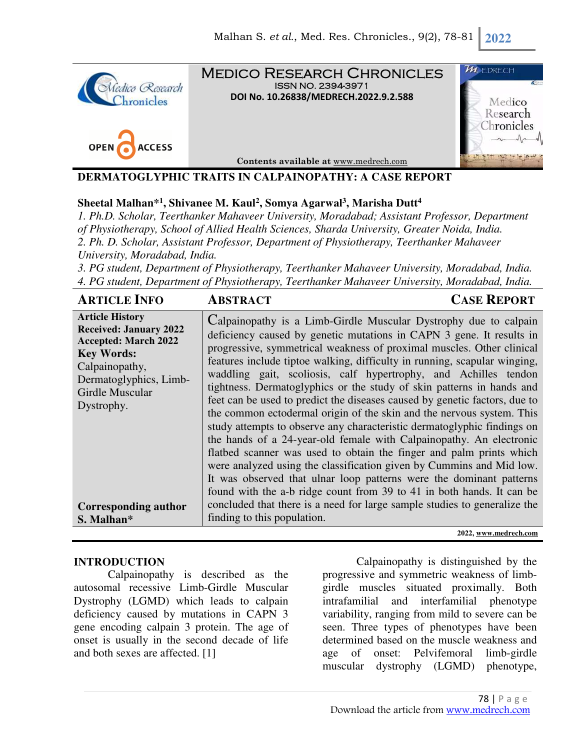MEDICO RESEARCH CHRONICLES
ISSN NO. 2394-3971
DOI No. 10.26838/MEDRECH.2022.9.2.588

Contents available at www.medrech.com

# DERMATOGLYPHIC TRAITS IN CALPAINOPATHY: A CASE REPORT

**Sheetal Malhan*[1], Shivanee M. Kaul[2], Somya Agarwal[3], Marisha Dutt[4]**

*1. Ph.D. Scholar, Teerthanker Mahaveer University, Moradabad; Assistant Professor, Department of Physiotherapy, School of Allied Health Sciences, Sharda University, Greater Noida, India.*
*2. Ph. D. Scholar, Assistant Professor, Department of Physiotherapy, Teerthanker Mahaveer University, Moradabad, India.*
*3. PG student, Department of Physiotherapy, Teerthanker Mahaveer University, Moradabad, India.*
*4. PG student, Department of Physiotherapy, Teerthanker Mahaveer University, Moradabad, India.*

## ARTICLE INFO

**Article History**
**Received: January 2022**
**Accepted: March 2022**
**Key Words:** Calpainopathy, Dermatoglyphics, Limb-Girdle Muscular Dystrophy.

**Corresponding author**
**S. Malhan***

## ABSTRACT

**CASE REPORT**

Calpainopathy is a Limb-Girdle Muscular Dystrophy due to calpain deficiency caused by genetic mutations in CAPN 3 gene. It results in progressive, symmetrical weakness of proximal muscles. Other clinical features include tiptoe walking, difficulty in running, scapular winging, waddling gait, scoliosis, calf hypertrophy, and Achilles tendon tightness. Dermatoglyphics or the study of skin patterns in hands and feet can be used to predict the diseases caused by genetic factors, due to the common ectodermal origin of the skin and the nervous system. This study attempts to observe any characteristic dermatoglyphic findings on the hands of a 24-year-old female with Calpainopathy. An electronic flatbed scanner was used to obtain the finger and palm prints which were analyzed using the classification given by Cummins and Mid low. It was observed that ulnar loop patterns were the dominant patterns found with the a-b ridge count from 39 to 41 in both hands. It can be concluded that there is a need for large sample studies to generalize the finding to this population.

2022, www.medrech.com

## INTRODUCTION

Calpainopathy is described as the autosomal recessive Limb-Girdle Muscular Dystrophy (LGMD) which leads to calpain deficiency caused by mutations in CAPN 3 gene encoding calpain 3 protein. The age of onset is usually in the second decade of life and both sexes are affected. [1]

Calpainopathy is distinguished by the progressive and symmetric weakness of limb-girdle muscles situated proximally. Both intrafamilial and interfamilial phenotype variability, ranging from mild to severe can be seen. Three types of phenotypes have been determined based on the muscle weakness and age of onset: Pelvifemoral limb-girdle muscular dystrophy (LGMD) phenotype,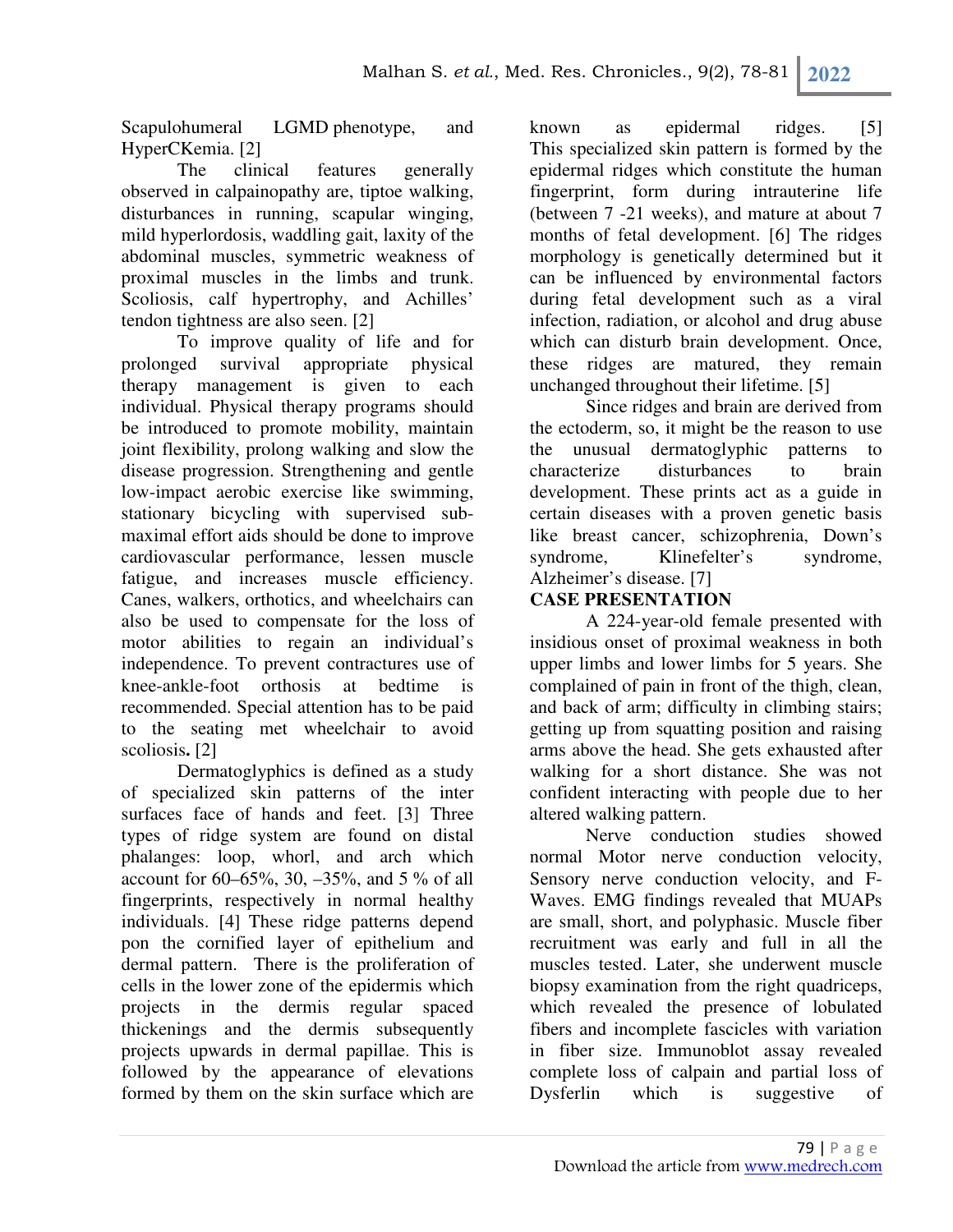Scapulohumeral LGMD phenotype, and HyperCKemia. [2]

The clinical features generally observed in calpainopathy are, tiptoe walking, disturbances in running, scapular winging, mild hyperlordosis, waddling gait, laxity of the abdominal muscles, symmetric weakness of proximal muscles in the limbs and trunk. Scoliosis, calf hypertrophy, and Achilles' tendon tightness are also seen. [2]

To improve quality of life and for prolonged survival appropriate physical therapy management is given to each individual. Physical therapy programs should be introduced to promote mobility, maintain joint flexibility, prolong walking and slow the disease progression. Strengthening and gentle low-impact aerobic exercise like swimming, stationary bicycling with supervised sub-maximal effort aids should be done to improve cardiovascular performance, lessen muscle fatigue, and increases muscle efficiency. Canes, walkers, orthotics, and wheelchairs can also be used to compensate for the loss of motor abilities to regain an individual's independence. To prevent contractures use of knee-ankle-foot orthosis at bedtime is recommended. Special attention has to be paid to the seating met wheelchair to avoid scoliosis**.** [2]

Dermatoglyphics is defined as a study of specialized skin patterns of the inter surfaces face of hands and feet. [3] Three types of ridge system are found on distal phalanges: loop, whorl, and arch which account for 60–65%, 30, –35%, and 5 % of all fingerprints, respectively in normal healthy individuals. [4] These ridge patterns depend pon the cornified layer of epithelium and dermal pattern. There is the proliferation of cells in the lower zone of the epidermis which projects in the dermis regular spaced thickenings and the dermis subsequently projects upwards in dermal papillae. This is followed by the appearance of elevations formed by them on the skin surface which are known as epidermal ridges. [5] This specialized skin pattern is formed by the epidermal ridges which constitute the human fingerprint, form during intrauterine life (between 7 -21 weeks), and mature at about 7 months of fetal development. [6] The ridges morphology is genetically determined but it can be influenced by environmental factors during fetal development such as a viral infection, radiation, or alcohol and drug abuse which can disturb brain development. Once, these ridges are matured, they remain unchanged throughout their lifetime. [5]

Since ridges and brain are derived from the ectoderm, so, it might be the reason to use the unusual dermatoglyphic patterns to characterize disturbances to brain development. These prints act as a guide in certain diseases with a proven genetic basis like breast cancer, schizophrenia, Down's syndrome, Klinefelter's syndrome, Alzheimer's disease. [7]

## CASE PRESENTATION

A 224-year-old female presented with insidious onset of proximal weakness in both upper limbs and lower limbs for 5 years. She complained of pain in front of the thigh, clean, and back of arm; difficulty in climbing stairs; getting up from squatting position and raising arms above the head. She gets exhausted after walking for a short distance. She was not confident interacting with people due to her altered walking pattern.

Nerve conduction studies showed normal Motor nerve conduction velocity, Sensory nerve conduction velocity, and F-Waves. EMG findings revealed that MUAPs are small, short, and polyphasic. Muscle fiber recruitment was early and full in all the muscles tested. Later, she underwent muscle biopsy examination from the right quadriceps, which revealed the presence of lobulated fibers and incomplete fascicles with variation in fiber size. Immunoblot assay revealed complete loss of calpain and partial loss of Dysferlin which is suggestive of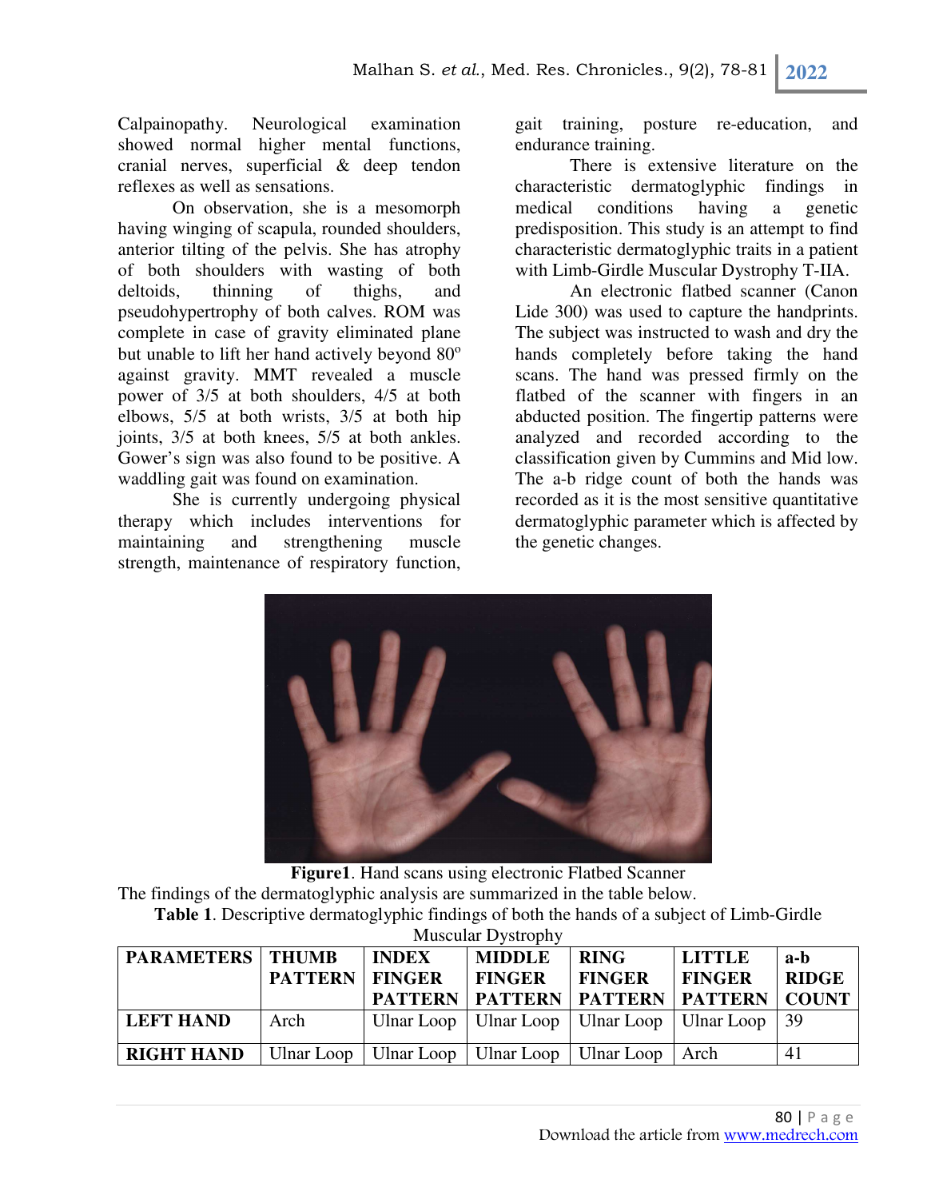Calpainopathy. Neurological examination showed normal higher mental functions, cranial nerves, superficial & deep tendon reflexes as well as sensations.

On observation, she is a mesomorph having winging of scapula, rounded shoulders, anterior tilting of the pelvis. She has atrophy of both shoulders with wasting of both deltoids, thinning of thighs, and pseudohypertrophy of both calves. ROM was complete in case of gravity eliminated plane but unable to lift her hand actively beyond 80$^{o}$ against gravity. MMT revealed a muscle power of 3/5 at both shoulders, 4/5 at both elbows, 5/5 at both wrists, 3/5 at both hip joints, 3/5 at both knees, 5/5 at both ankles. Gower's sign was also found to be positive. A waddling gait was found on examination.

She is currently undergoing physical therapy which includes interventions for maintaining and strengthening muscle strength, maintenance of respiratory function, gait training, posture re-education, and endurance training.

There is extensive literature on the characteristic dermatoglyphic findings in medical conditions having a genetic predisposition. This study is an attempt to find characteristic dermatoglyphic traits in a patient with Limb-Girdle Muscular Dystrophy T-IIA.

An electronic flatbed scanner (Canon Lide 300) was used to capture the handprints. The subject was instructed to wash and dry the hands completely before taking the hand scans. The hand was pressed firmly on the flatbed of the scanner with fingers in an abducted position. The fingertip patterns were analyzed and recorded according to the classification given by Cummins and Mid low. The a-b ridge count of both the hands was recorded as it is the most sensitive quantitative dermatoglyphic parameter which is affected by the genetic changes.

**Figure1**. Hand scans using electronic Flatbed Scanner

The findings of the dermatoglyphic analysis are summarized in the table below.

**Table 1**. Descriptive dermatoglyphic findings of both the hands of a subject of Limb-Girdle Muscular Dystrophy

| PARAMETERS | THUMB PATTERN | INDEX FINGER PATTERN | MIDDLE FINGER PATTERN | RING FINGER PATTERN | LITTLE FINGER PATTERN | a-b RIDGE COUNT |
|---|---|---|---|---|---|---|
| LEFT HAND | Arch | Ulnar Loop | Ulnar Loop | Ulnar Loop | Ulnar Loop | 39 |
| RIGHT HAND | Ulnar Loop | Ulnar Loop | Ulnar Loop | Ulnar Loop | Arch | 41 |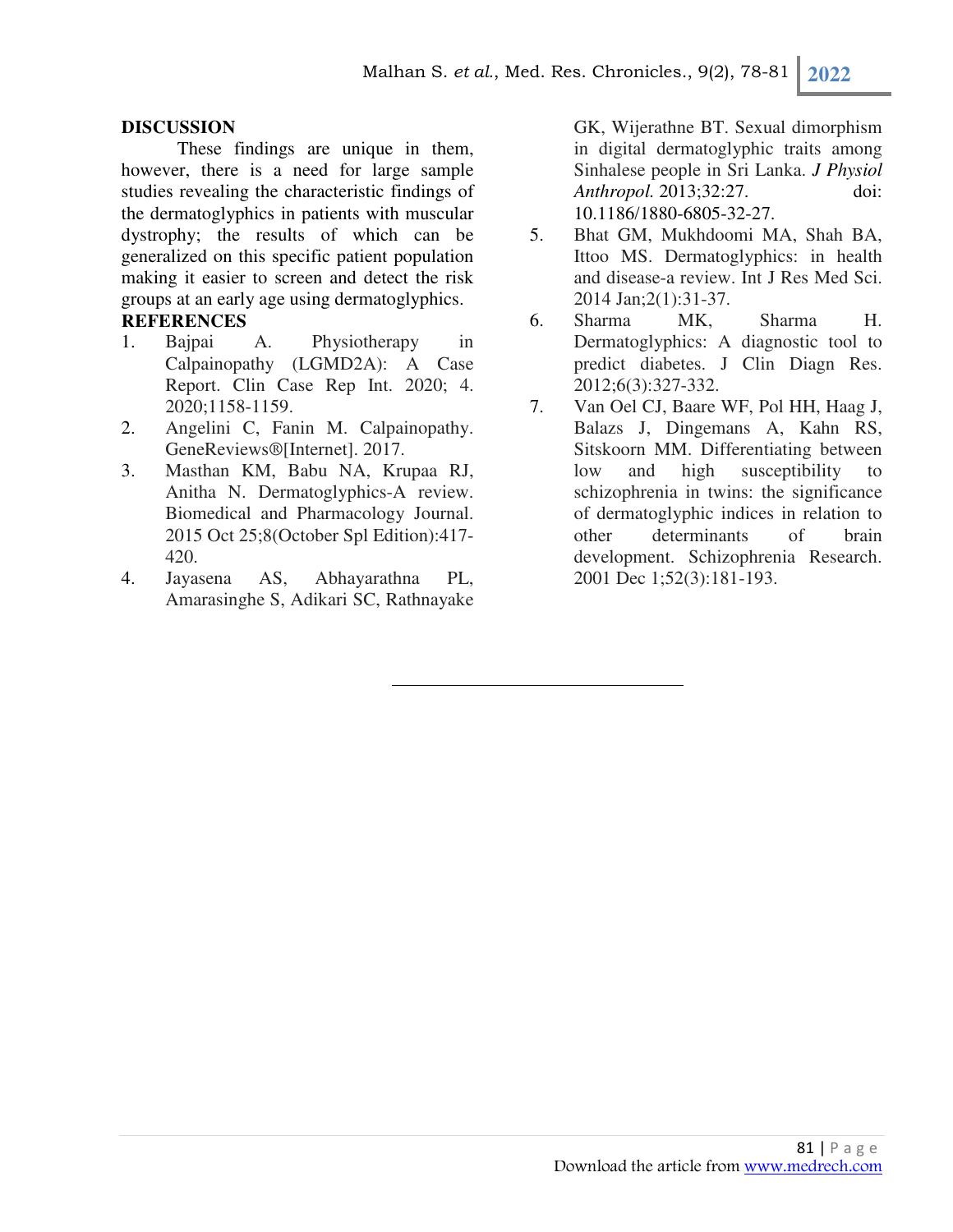## DISCUSSION

These findings are unique in them, however, there is a need for large sample studies revealing the characteristic findings of the dermatoglyphics in patients with muscular dystrophy; the results of which can be generalized on this specific patient population making it easier to screen and detect the risk groups at an early age using dermatoglyphics.

## REFERENCES

1. Bajpai A. Physiotherapy in Calpainopathy (LGMD2A): A Case Report. Clin Case Rep Int. 2020; 4. 2020;1158-1159.
2. Angelini C, Fanin M. Calpainopathy. GeneReviews®[Internet]. 2017.
3. Masthan KM, Babu NA, Krupaa RJ, Anitha N. Dermatoglyphics-A review. Biomedical and Pharmacology Journal. 2015 Oct 25;8(October Spl Edition):417-420.
4. Jayasena AS, Abhayarathna PL, Amarasinghe S, Adikari SC, Rathnayake GK, Wijerathne BT. Sexual dimorphism in digital dermatoglyphic traits among Sinhalese people in Sri Lanka. *J Physiol Anthropol.* 2013;32:27. doi: 10.1186/1880-6805-32-27.
5. Bhat GM, Mukhdoomi MA, Shah BA, Ittoo MS. Dermatoglyphics: in health and disease-a review. Int J Res Med Sci. 2014 Jan;2(1):31-37.
6. Sharma MK, Sharma H. Dermatoglyphics: A diagnostic tool to predict diabetes. J Clin Diagn Res. 2012;6(3):327-332.
7. Van Oel CJ, Baare WF, Pol HH, Haag J, Balazs J, Dingemans A, Kahn RS, Sitskoorn MM. Differentiating between low and high susceptibility to schizophrenia in twins: the significance of dermatoglyphic indices in relation to other determinants of brain development. Schizophrenia Research. 2001 Dec 1;52(3):181-193.